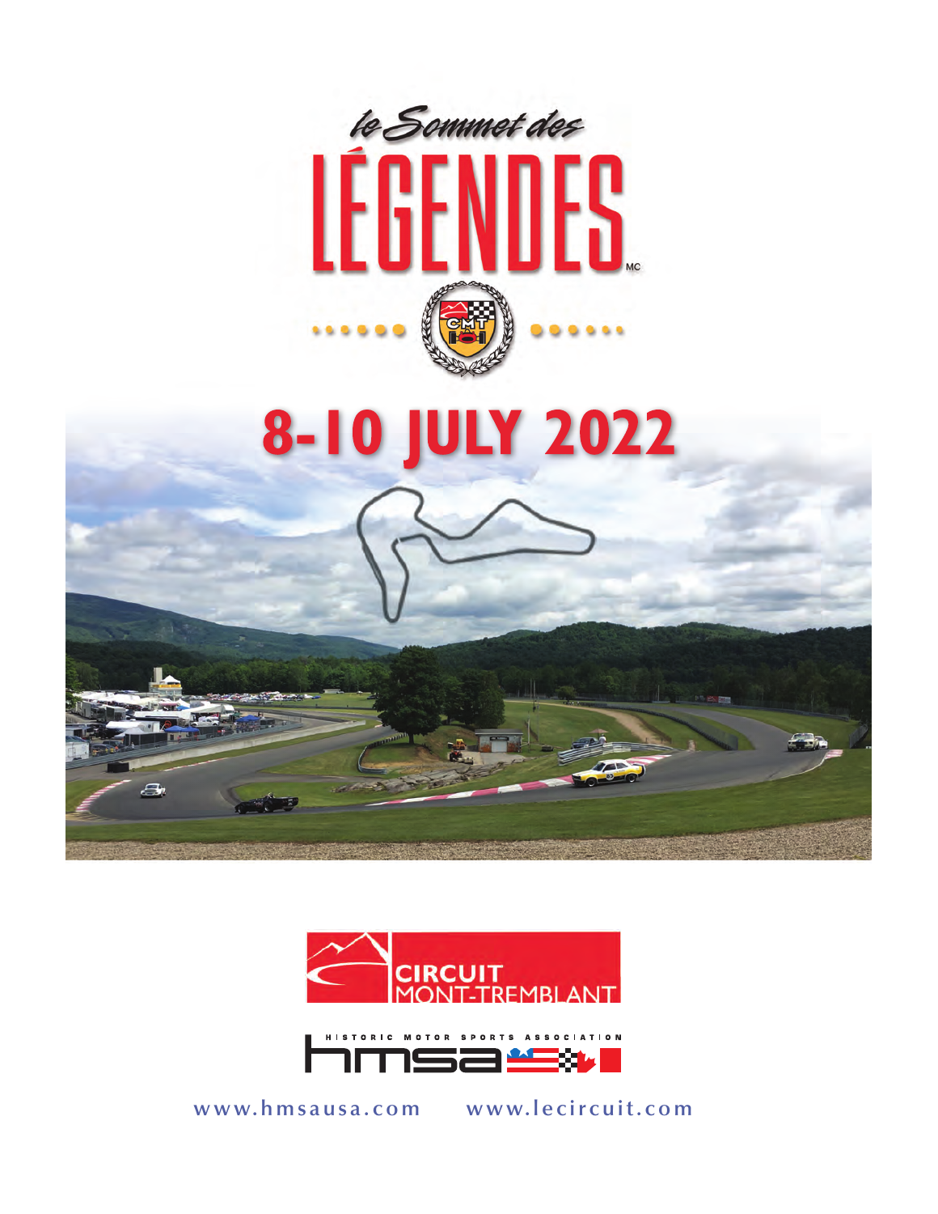*le Sommet des*

# LÉGENDES[MC]

CMT

## 8-10 JULY 2022

CIRCUIT MONT-TREMBLANT

HISTORIC MOTOR SPORTS ASSOCIATION

hmsa

www.hmsausa.com www.lecircuit.com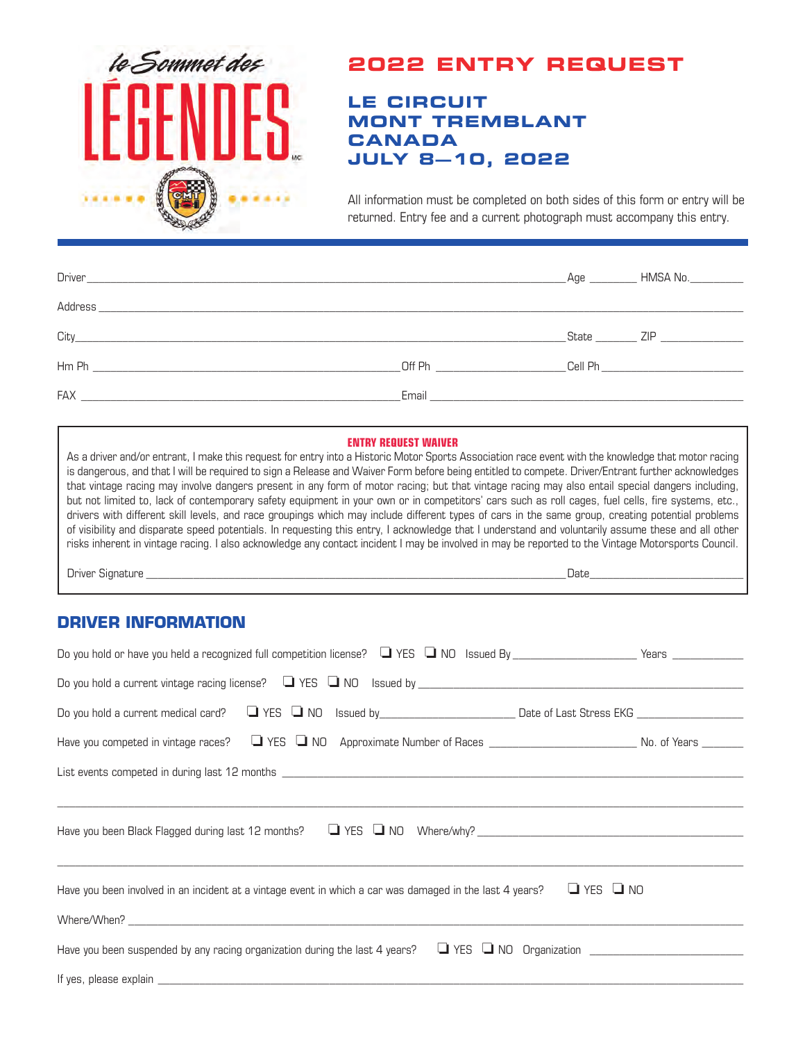le Sommet des

# LÉGENDES

# 2022 ENTRY REQUEST

## LE CIRCUIT MONT TREMBLANT CANADA JULY 8—10, 2022

All information must be completed on both sides of this form or entry will be returned. Entry fee and a current photograph must accompany this entry.

Driver\_\_\_\_\_\_\_\_\_\_\_\_\_\_\_\_\_\_\_\_\_\_\_\_\_\_\_\_\_\_\_\_\_\_\_\_ Age \_\_\_\_\_\_\_\_ HMSA No.\_\_\_\_\_\_\_\_\_

Address \_\_\_\_\_\_\_\_\_\_\_\_\_\_\_\_\_\_\_\_\_\_\_\_\_\_\_\_\_\_\_\_\_\_\_\_\_\_\_\_\_\_\_\_\_\_\_\_\_\_\_\_\_\_

City\_\_\_\_\_\_\_\_\_\_\_\_\_\_\_\_\_\_\_\_\_\_\_\_\_\_\_\_\_\_\_\_\_\_\_\_\_\_\_\_ State \_\_\_\_\_\_\_\_ ZIP \_\_\_\_\_\_\_\_\_\_\_\_\_\_

Hm Ph \_\_\_\_\_\_\_\_\_\_\_\_\_\_\_\_\_\_\_\_\_\_\_\_ Off Ph \_\_\_\_\_\_\_\_\_\_\_\_\_\_\_\_\_\_\_\_ Cell Ph \_\_\_\_\_\_\_\_\_\_\_\_\_\_\_\_\_\_\_\_

FAX \_\_\_\_\_\_\_\_\_\_\_\_\_\_\_\_\_\_\_\_\_\_\_\_\_\_\_\_\_\_\_\_ Email \_\_\_\_\_\_\_\_\_\_\_\_\_\_\_\_\_\_\_\_\_\_\_\_\_\_\_\_\_\_\_\_\_\_

### ENTRY REQUEST WAIVER

As a driver and/or entrant, I make this request for entry into a Historic Motor Sports Association race event with the knowledge that motor racing is dangerous, and that I will be required to sign a Release and Waiver Form before being entitled to compete. Driver/Entrant further acknowledges that vintage racing may involve dangers present in any form of motor racing; but that vintage racing may also entail special dangers including, but not limited to, lack of contemporary safety equipment in your own or in competitors' cars such as roll cages, fuel cells, fire systems, etc., drivers with different skill levels, and race groupings which may include different types of cars in the same group, creating potential problems of visibility and disparate speed potentials. In requesting this entry, I acknowledge that I understand and voluntarily assume these and all other risks inherent in vintage racing. I also acknowledge any contact incident I may be involved in may be reported to the Vintage Motorsports Council.

Driver Signature \_\_\_\_\_\_\_\_\_\_\_\_\_\_\_\_\_\_\_\_\_\_\_\_\_\_\_\_\_\_\_\_\_\_\_\_\_\_\_\_ Date\_\_\_\_\_\_\_\_\_\_\_\_\_\_\_\_\_\_\_\_\_\_\_\_\_\_\_

## DRIVER INFORMATION

Do you hold or have you held a recognized full competition license? ❑ YES ❑ NO Issued By \_\_\_\_\_\_\_\_\_\_\_\_\_\_\_\_\_\_\_\_ Years \_\_\_\_\_\_\_\_\_\_\_\_

Do you hold a current vintage racing license? ❑ YES ❑ NO Issued by \_\_\_\_\_\_\_\_\_\_\_\_\_\_\_\_\_\_\_\_\_\_\_\_\_\_\_\_\_\_\_\_\_\_\_\_

Do you hold a current medical card? ❑ YES ❑ NO Issued by\_\_\_\_\_\_\_\_\_\_\_\_\_\_\_\_\_\_\_\_\_\_ Date of Last Stress EKG \_\_\_\_\_\_\_\_\_\_\_\_\_\_\_\_\_\_

Have you competed in vintage races? ❑ YES ❑ NO Approximate Number of Races \_\_\_\_\_\_\_\_\_\_\_\_\_\_\_\_\_\_\_\_\_\_\_\_ No. of Years \_\_\_\_\_\_\_

List events competed in during last 12 months \_\_\_\_\_\_\_\_\_\_\_\_\_\_\_\_\_\_\_\_\_\_\_\_\_\_\_\_\_\_\_\_\_\_\_\_\_\_\_\_\_\_\_\_\_\_\_\_\_\_\_\_\_\_

\_\_\_\_\_\_\_\_\_\_\_\_\_\_\_\_\_\_\_\_\_\_\_\_\_\_\_\_\_\_\_\_\_\_\_\_\_\_\_\_\_\_\_\_\_\_\_\_\_\_\_\_\_\_\_\_\_\_\_\_\_\_\_\_\_\_\_\_\_\_\_\_\_\_\_\_\_\_\_\_\_\_\_\_\_\_\_\_\_\_\_\_\_\_\_\_\_\_\_\_

Have you been Black Flagged during last 12 months? ❑ YES ❑ NO Where/why? \_\_\_\_\_\_\_\_\_\_\_\_\_\_\_\_\_\_\_\_\_\_\_\_\_\_\_\_\_\_\_\_\_\_\_\_\_\_\_\_\_\_

\_\_\_\_\_\_\_\_\_\_\_\_\_\_\_\_\_\_\_\_\_\_\_\_\_\_\_\_\_\_\_\_\_\_\_\_\_\_\_\_\_\_\_\_\_\_\_\_\_\_\_\_\_\_\_\_\_\_\_\_\_\_\_\_\_\_\_\_\_\_\_\_\_\_\_\_\_\_\_\_\_\_\_\_\_\_\_\_\_\_\_\_\_\_\_\_\_\_\_\_

Have you been involved in an incident at a vintage event in which a car was damaged in the last 4 years? ❑ YES ❑ NO

Where/When? \_\_\_\_\_\_\_\_\_\_\_\_\_\_\_\_\_\_\_\_\_\_\_\_\_\_\_\_\_\_\_\_\_\_\_\_\_\_\_\_\_\_\_\_\_\_\_\_\_\_\_\_\_\_\_\_\_\_\_\_\_\_\_\_\_\_\_\_\_\_\_\_\_\_\_\_\_\_\_\_\_\_\_\_\_\_

Have you been suspended by any racing organization during the last 4 years? ❑ YES ❑ NO Organization \_\_\_\_\_\_\_\_\_\_\_\_\_\_\_\_\_\_\_\_\_\_\_\_\_\_\_\_

If yes, please explain \_\_\_\_\_\_\_\_\_\_\_\_\_\_\_\_\_\_\_\_\_\_\_\_\_\_\_\_\_\_\_\_\_\_\_\_\_\_\_\_\_\_\_\_\_\_\_\_\_\_\_\_\_\_\_\_\_\_\_\_\_\_\_\_\_\_\_\_\_\_\_\_\_\_\_\_\_\_\_\_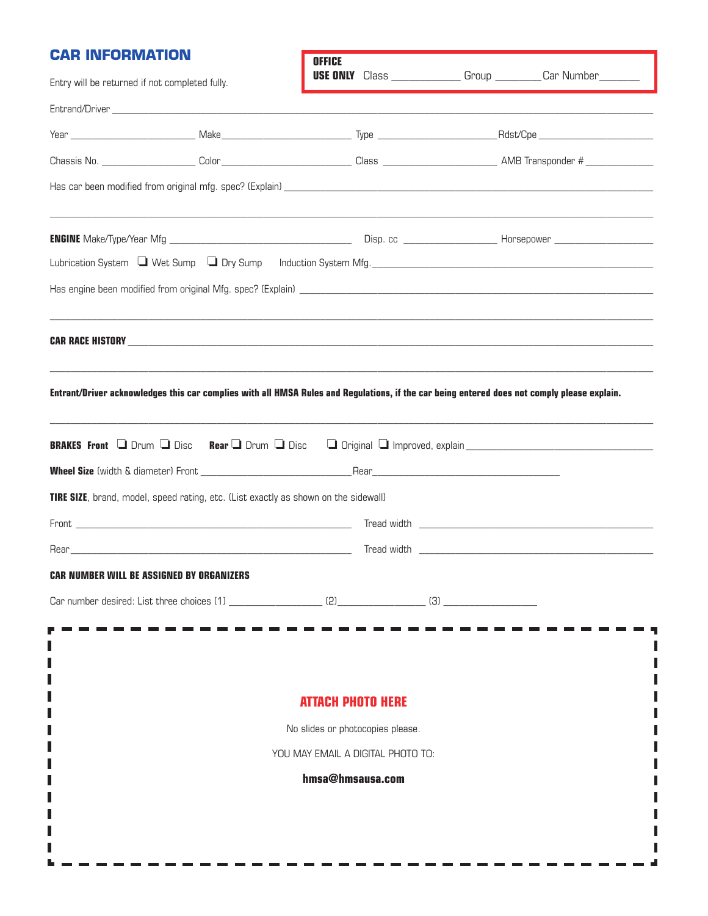## CAR INFORMATION

Entry will be returned if not completed fully.

**OFFICE USE ONLY** Class ____________ Group ________ Car Number_______

Entrand/Driver ______________________________________________________________________________

Year ______________________ Make ______________________ Type ______________________ Rdst/Cpe ______________________

Chassis No. ___________________ Color ______________________ Class ______________________ AMB Transponder # ______________

Has car been modified from original mfg. spec? (Explain) ______________________________________________________________

______________________________________________________________________________

**ENGINE** Make/Type/Year Mfg ______________________________ Disp. cc __________________ Horsepower __________________

Lubrication System ❑ Wet Sump ❑ Dry Sump Induction System Mfg. ______________________________________________

Has engine been modified from original Mfg. spec? (Explain) ____________________________________________________

______________________________________________________________________________

**CAR RACE HISTORY** ______________________________________________________________________

______________________________________________________________________________

**Entrant/Driver acknowledges this car complies with all HMSA Rules and Regulations, if the car being entered does not comply please explain.**

______________________________________________________________________________

**BRAKES Front** ❑ Drum ❑ Disc **Rear** ❑ Drum ❑ Disc ❑ Original ❑ Improved, explain ______________________________

**Wheel Size** (width & diameter) Front ______________________________ Rear ______________________________

**TIRE SIZE**, brand, model, speed rating, etc. (List exactly as shown on the sidewall)

Front ____________________________________________ Tread width ____________________________________________

Rear ____________________________________________ Tread width ____________________________________________

**CAR NUMBER WILL BE ASSIGNED BY ORGANIZERS**

Car number desired: List three choices (1) __________________ (2) __________________ (3) __________________

**ATTACH PHOTO HERE**

No slides or photocopies please.

YOU MAY EMAIL A DIGITAL PHOTO TO:

**hmsa@hmsausa.com**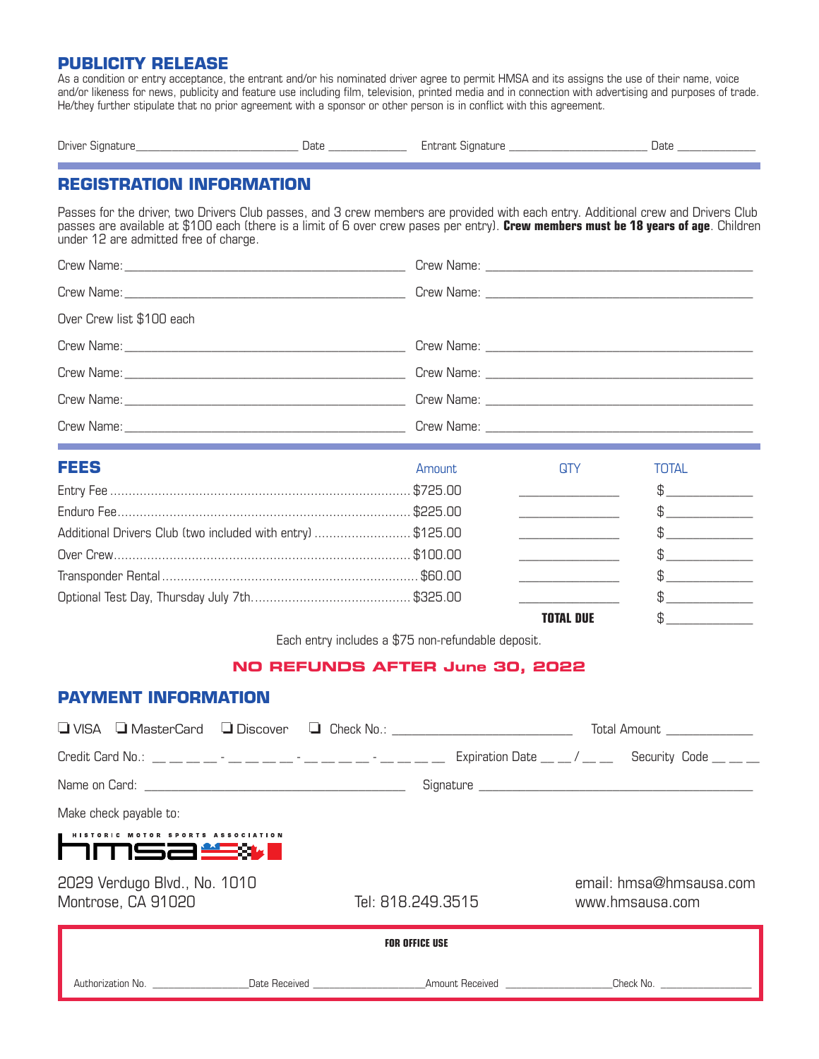## PUBLICITY RELEASE

As a condition or entry acceptance, the entrant and/or his nominated driver agree to permit HMSA and its assigns the use of their name, voice and/or likeness for news, publicity and feature use including film, television, printed media and in connection with advertising and purposes of trade. He/they further stipulate that no prior agreement with a sponsor or other person is in conflict with this agreement.

Driver Signature___________________________ Date _____________ Entrant Signature _______________________ Date _____________

## REGISTRATION INFORMATION

Passes for the driver, two Drivers Club passes, and 3 crew members are provided with each entry. Additional crew and Drivers Club passes are available at $100 each (there is a limit of 6 over crew passes per entry). **Crew members must be 18 years of age**. Children under 12 are admitted free of charge.

Crew Name:_______________________________________________ Crew Name: ____________________________________________

Crew Name:_______________________________________________ Crew Name: ____________________________________________

Over Crew list $100 each

Crew Name:_______________________________________________ Crew Name: ____________________________________________

Crew Name:_______________________________________________ Crew Name: ____________________________________________

Crew Name:_______________________________________________ Crew Name: ____________________________________________

Crew Name:_______________________________________________ Crew Name: ____________________________________________

## FEES

| | Amount | QTY | TOTAL |
|---|---|---|---|
| Entry Fee | $725.00 | _______________ | $_____________ |
| Enduro Fee | $225.00 | _______________ | $_____________ |
| Additional Drivers Club (two included with entry) | $125.00 | _______________ | $_____________ |
| Over Crew | $100.00 | _______________ | $_____________ |
| Transponder Rental | $60.00 | _______________ | $_____________ |
| Optional Test Day, Thursday July 7th. | $325.00 | _______________ | $_____________ |
| | | **TOTAL DUE** | $_____________ |

Each entry includes a $75 non-refundable deposit.

**NO REFUNDS AFTER June 30, 2022**

## PAYMENT INFORMATION

❑ VISA ❑ MasterCard ❑ Discover ❑ Check No.: ___________________________ Total Amount _____________

Credit Card No.: __ __ __ __ - __ __ __ __ - __ __ __ __ - __ __ __ __ Expiration Date __ __ / __ __ Security Code __ __ __

Name on Card: ______________________________________ Signature ________________________________________

Make check payable to:

HISTORIC MOTOR SPORTS ASSOCIATION
hmsa

2029 Verdugo Blvd., No. 1010
Montrose, CA 91020

Tel: 818.249.3515

email: hmsa@hmsausa.com
www.hmsausa.com

**FOR OFFICE USE**

Authorization No. ________________ Date Received ___________________ Amount Received ___________________ Check No. _________________